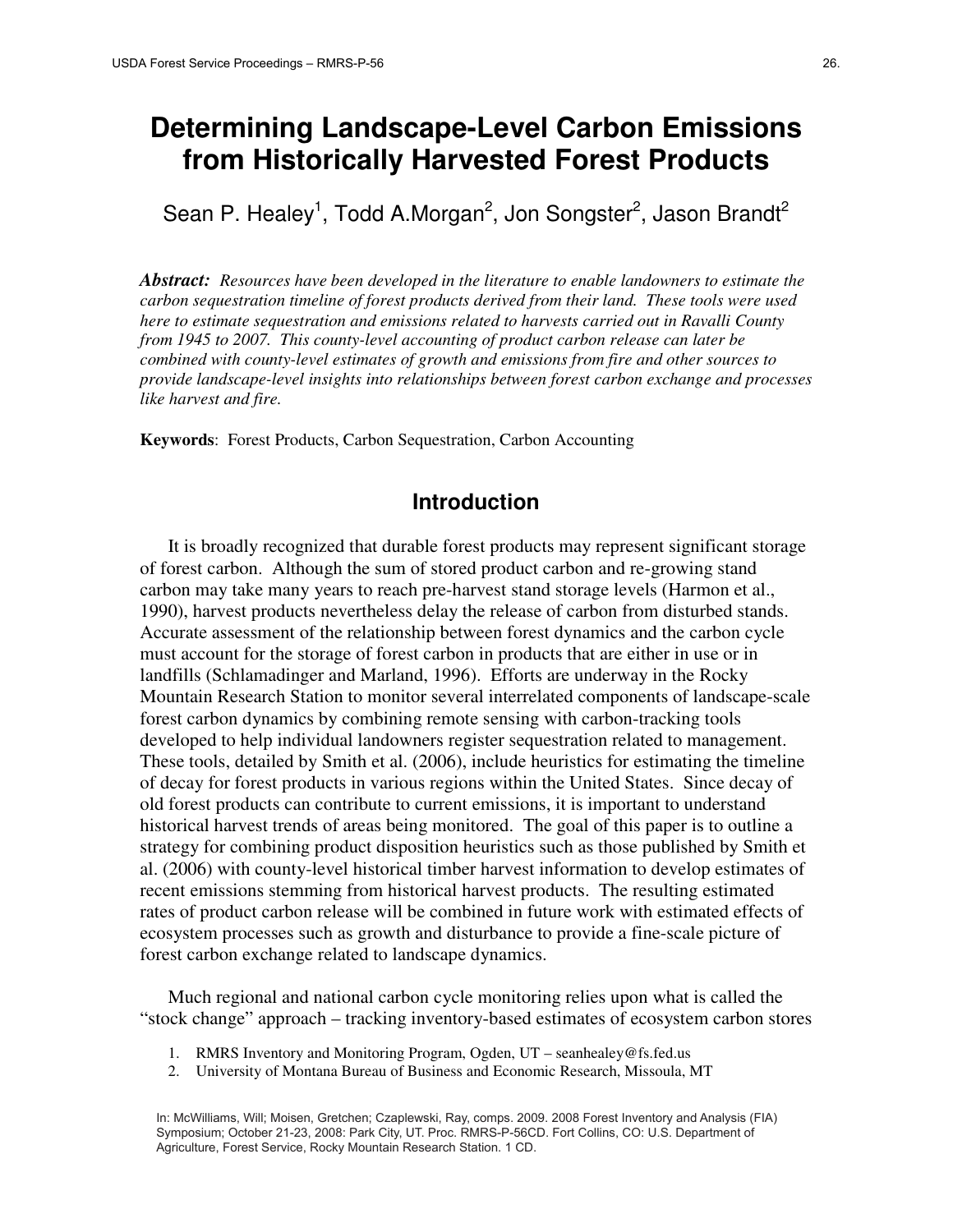# Determining Landscape-Level Carbon Emissions from Historically Harvested Forest Products

Sean P. Healey[1], Todd A.Morgan[2], Jon Songster[2], Jason Brandt[2]

***Abstract:*** *Resources have been developed in the literature to enable landowners to estimate the carbon sequestration timeline of forest products derived from their land. These tools were used here to estimate sequestration and emissions related to harvests carried out in Ravalli County from 1945 to 2007. This county-level accounting of product carbon release can later be combined with county-level estimates of growth and emissions from fire and other sources to provide landscape-level insights into relationships between forest carbon exchange and processes like harvest and fire.*

**Keywords**: Forest Products, Carbon Sequestration, Carbon Accounting

## Introduction

It is broadly recognized that durable forest products may represent significant storage of forest carbon. Although the sum of stored product carbon and re-growing stand carbon may take many years to reach pre-harvest stand storage levels (Harmon et al., 1990), harvest products nevertheless delay the release of carbon from disturbed stands. Accurate assessment of the relationship between forest dynamics and the carbon cycle must account for the storage of forest carbon in products that are either in use or in landfills (Schlamadinger and Marland, 1996). Efforts are underway in the Rocky Mountain Research Station to monitor several interrelated components of landscape-scale forest carbon dynamics by combining remote sensing with carbon-tracking tools developed to help individual landowners register sequestration related to management. These tools, detailed by Smith et al. (2006), include heuristics for estimating the timeline of decay for forest products in various regions within the United States. Since decay of old forest products can contribute to current emissions, it is important to understand historical harvest trends of areas being monitored. The goal of this paper is to outline a strategy for combining product disposition heuristics such as those published by Smith et al. (2006) with county-level historical timber harvest information to develop estimates of recent emissions stemming from historical harvest products. The resulting estimated rates of product carbon release will be combined in future work with estimated effects of ecosystem processes such as growth and disturbance to provide a fine-scale picture of forest carbon exchange related to landscape dynamics.

Much regional and national carbon cycle monitoring relies upon what is called the "stock change" approach – tracking inventory-based estimates of ecosystem carbon stores

1. RMRS Inventory and Monitoring Program, Ogden, UT – seanhealey@fs.fed.us
2. University of Montana Bureau of Business and Economic Research, Missoula, MT

In: McWilliams, Will; Moisen, Gretchen; Czaplewski, Ray, comps. 2009. 2008 Forest Inventory and Analysis (FIA) Symposium; October 21-23, 2008: Park City, UT. Proc. RMRS-P-56CD. Fort Collins, CO: U.S. Department of Agriculture, Forest Service, Rocky Mountain Research Station. 1 CD.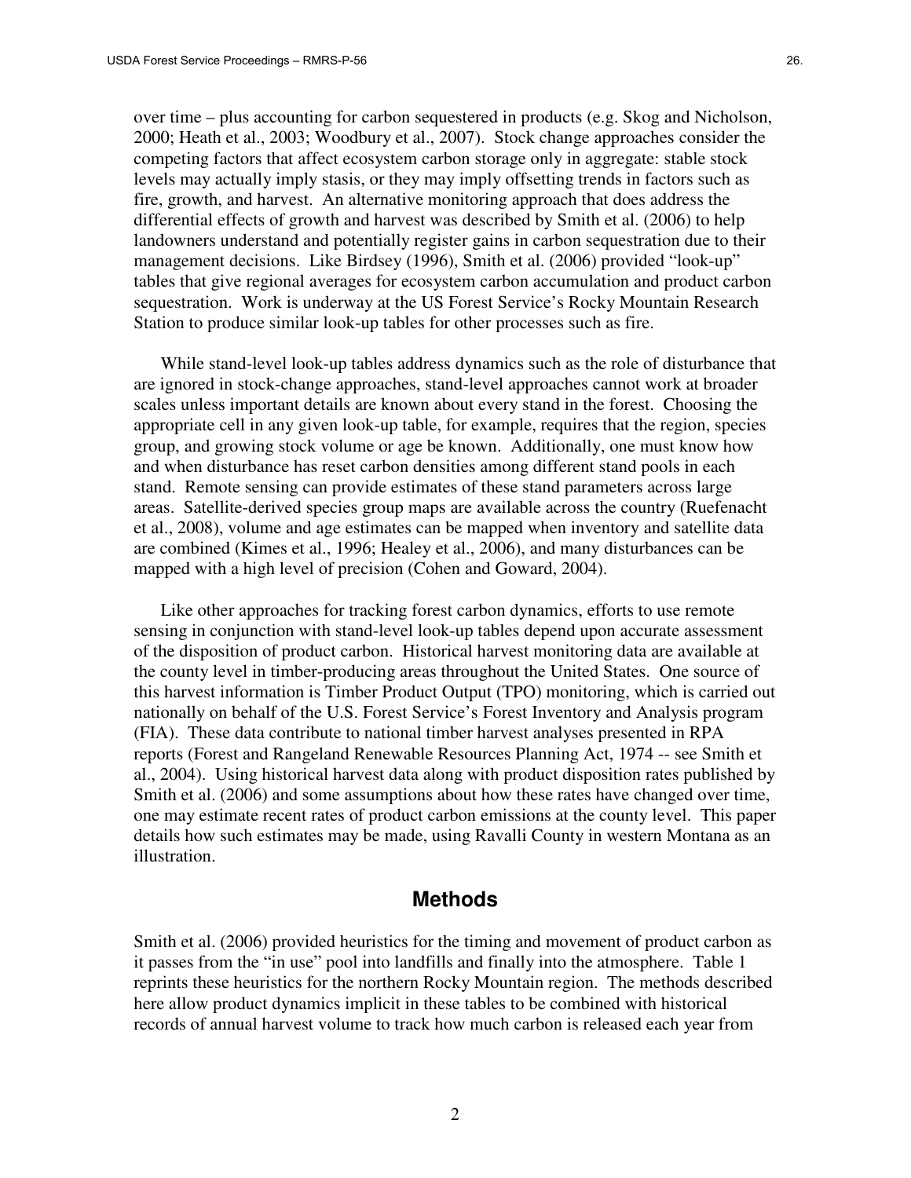over time – plus accounting for carbon sequestered in products (e.g. Skog and Nicholson, 2000; Heath et al., 2003; Woodbury et al., 2007). Stock change approaches consider the competing factors that affect ecosystem carbon storage only in aggregate: stable stock levels may actually imply stasis, or they may imply offsetting trends in factors such as fire, growth, and harvest. An alternative monitoring approach that does address the differential effects of growth and harvest was described by Smith et al. (2006) to help landowners understand and potentially register gains in carbon sequestration due to their management decisions. Like Birdsey (1996), Smith et al. (2006) provided "look-up" tables that give regional averages for ecosystem carbon accumulation and product carbon sequestration. Work is underway at the US Forest Service's Rocky Mountain Research Station to produce similar look-up tables for other processes such as fire.

While stand-level look-up tables address dynamics such as the role of disturbance that are ignored in stock-change approaches, stand-level approaches cannot work at broader scales unless important details are known about every stand in the forest. Choosing the appropriate cell in any given look-up table, for example, requires that the region, species group, and growing stock volume or age be known. Additionally, one must know how and when disturbance has reset carbon densities among different stand pools in each stand. Remote sensing can provide estimates of these stand parameters across large areas. Satellite-derived species group maps are available across the country (Ruefenacht et al., 2008), volume and age estimates can be mapped when inventory and satellite data are combined (Kimes et al., 1996; Healey et al., 2006), and many disturbances can be mapped with a high level of precision (Cohen and Goward, 2004).

Like other approaches for tracking forest carbon dynamics, efforts to use remote sensing in conjunction with stand-level look-up tables depend upon accurate assessment of the disposition of product carbon. Historical harvest monitoring data are available at the county level in timber-producing areas throughout the United States. One source of this harvest information is Timber Product Output (TPO) monitoring, which is carried out nationally on behalf of the U.S. Forest Service's Forest Inventory and Analysis program (FIA). These data contribute to national timber harvest analyses presented in RPA reports (Forest and Rangeland Renewable Resources Planning Act, 1974 -- see Smith et al., 2004). Using historical harvest data along with product disposition rates published by Smith et al. (2006) and some assumptions about how these rates have changed over time, one may estimate recent rates of product carbon emissions at the county level. This paper details how such estimates may be made, using Ravalli County in western Montana as an illustration.

## Methods

Smith et al. (2006) provided heuristics for the timing and movement of product carbon as it passes from the "in use" pool into landfills and finally into the atmosphere. Table 1 reprints these heuristics for the northern Rocky Mountain region. The methods described here allow product dynamics implicit in these tables to be combined with historical records of annual harvest volume to track how much carbon is released each year from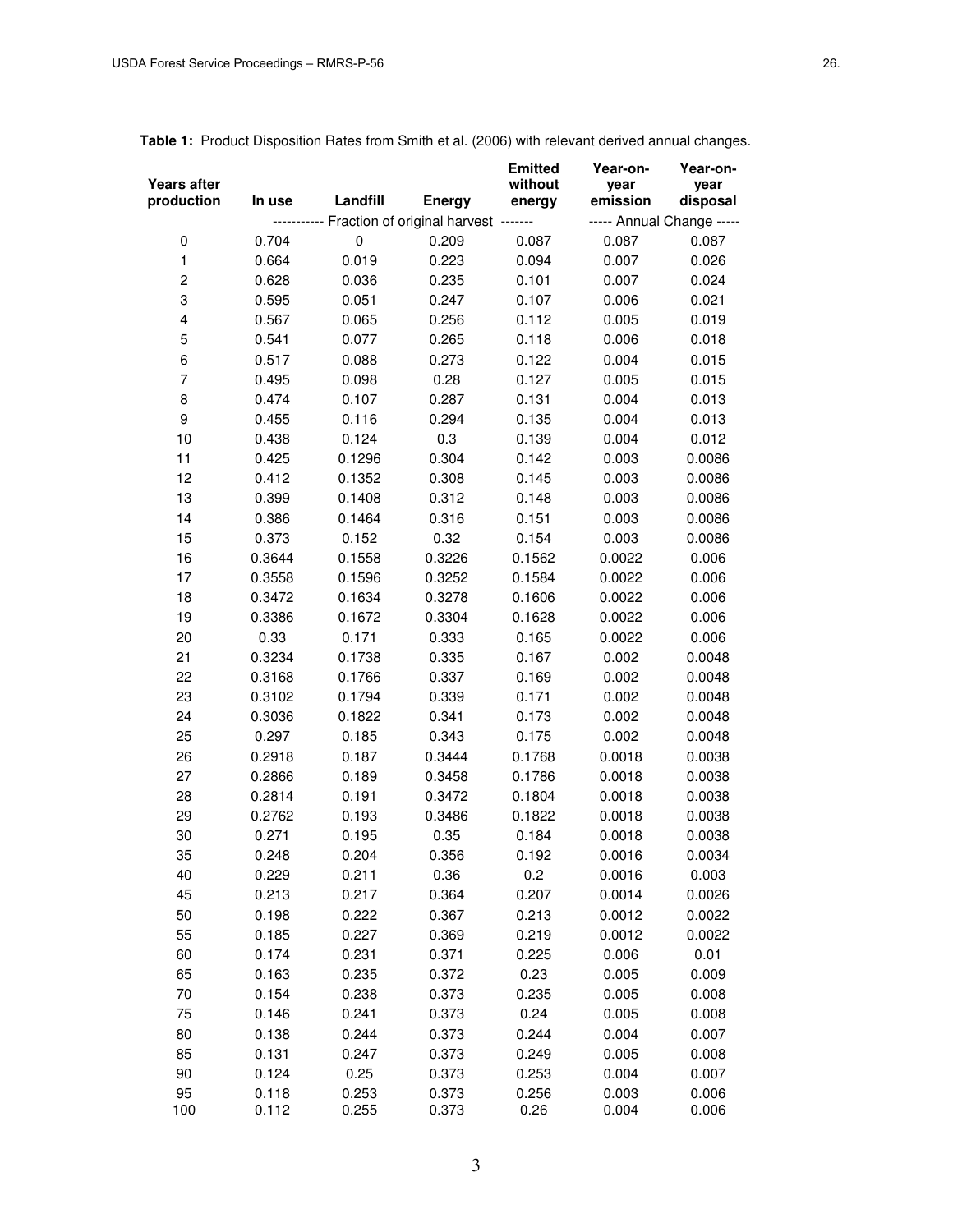**Table 1:** Product Disposition Rates from Smith et al. (2006) with relevant derived annual changes.

| Years after production | In use | Landfill | Energy | Emitted without energy | Year-on-year emission | Year-on-year disposal |
|---|---|---|---|---|---|---|
| | ---------- Fraction of original harvest ------- | | | | ----- Annual Change ----- | |
| 0 | 0.704 | 0 | 0.209 | 0.087 | 0.087 | 0.087 |
| 1 | 0.664 | 0.019 | 0.223 | 0.094 | 0.007 | 0.026 |
| 2 | 0.628 | 0.036 | 0.235 | 0.101 | 0.007 | 0.024 |
| 3 | 0.595 | 0.051 | 0.247 | 0.107 | 0.006 | 0.021 |
| 4 | 0.567 | 0.065 | 0.256 | 0.112 | 0.005 | 0.019 |
| 5 | 0.541 | 0.077 | 0.265 | 0.118 | 0.006 | 0.018 |
| 6 | 0.517 | 0.088 | 0.273 | 0.122 | 0.004 | 0.015 |
| 7 | 0.495 | 0.098 | 0.28 | 0.127 | 0.005 | 0.015 |
| 8 | 0.474 | 0.107 | 0.287 | 0.131 | 0.004 | 0.013 |
| 9 | 0.455 | 0.116 | 0.294 | 0.135 | 0.004 | 0.013 |
| 10 | 0.438 | 0.124 | 0.3 | 0.139 | 0.004 | 0.012 |
| 11 | 0.425 | 0.1296 | 0.304 | 0.142 | 0.003 | 0.0086 |
| 12 | 0.412 | 0.1352 | 0.308 | 0.145 | 0.003 | 0.0086 |
| 13 | 0.399 | 0.1408 | 0.312 | 0.148 | 0.003 | 0.0086 |
| 14 | 0.386 | 0.1464 | 0.316 | 0.151 | 0.003 | 0.0086 |
| 15 | 0.373 | 0.152 | 0.32 | 0.154 | 0.003 | 0.0086 |
| 16 | 0.3644 | 0.1558 | 0.3226 | 0.1562 | 0.0022 | 0.006 |
| 17 | 0.3558 | 0.1596 | 0.3252 | 0.1584 | 0.0022 | 0.006 |
| 18 | 0.3472 | 0.1634 | 0.3278 | 0.1606 | 0.0022 | 0.006 |
| 19 | 0.3386 | 0.1672 | 0.3304 | 0.1628 | 0.0022 | 0.006 |
| 20 | 0.33 | 0.171 | 0.333 | 0.165 | 0.0022 | 0.006 |
| 21 | 0.3234 | 0.1738 | 0.335 | 0.167 | 0.002 | 0.0048 |
| 22 | 0.3168 | 0.1766 | 0.337 | 0.169 | 0.002 | 0.0048 |
| 23 | 0.3102 | 0.1794 | 0.339 | 0.171 | 0.002 | 0.0048 |
| 24 | 0.3036 | 0.1822 | 0.341 | 0.173 | 0.002 | 0.0048 |
| 25 | 0.297 | 0.185 | 0.343 | 0.175 | 0.002 | 0.0048 |
| 26 | 0.2918 | 0.187 | 0.3444 | 0.1768 | 0.0018 | 0.0038 |
| 27 | 0.2866 | 0.189 | 0.3458 | 0.1786 | 0.0018 | 0.0038 |
| 28 | 0.2814 | 0.191 | 0.3472 | 0.1804 | 0.0018 | 0.0038 |
| 29 | 0.2762 | 0.193 | 0.3486 | 0.1822 | 0.0018 | 0.0038 |
| 30 | 0.271 | 0.195 | 0.35 | 0.184 | 0.0018 | 0.0038 |
| 35 | 0.248 | 0.204 | 0.356 | 0.192 | 0.0016 | 0.0034 |
| 40 | 0.229 | 0.211 | 0.36 | 0.2 | 0.0016 | 0.003 |
| 45 | 0.213 | 0.217 | 0.364 | 0.207 | 0.0014 | 0.0026 |
| 50 | 0.198 | 0.222 | 0.367 | 0.213 | 0.0012 | 0.0022 |
| 55 | 0.185 | 0.227 | 0.369 | 0.219 | 0.0012 | 0.0022 |
| 60 | 0.174 | 0.231 | 0.371 | 0.225 | 0.006 | 0.01 |
| 65 | 0.163 | 0.235 | 0.372 | 0.23 | 0.005 | 0.009 |
| 70 | 0.154 | 0.238 | 0.373 | 0.235 | 0.005 | 0.008 |
| 75 | 0.146 | 0.241 | 0.373 | 0.24 | 0.005 | 0.008 |
| 80 | 0.138 | 0.244 | 0.373 | 0.244 | 0.004 | 0.007 |
| 85 | 0.131 | 0.247 | 0.373 | 0.249 | 0.005 | 0.008 |
| 90 | 0.124 | 0.25 | 0.373 | 0.253 | 0.004 | 0.007 |
| 95 | 0.118 | 0.253 | 0.373 | 0.256 | 0.003 | 0.006 |
| 100 | 0.112 | 0.255 | 0.373 | 0.26 | 0.004 | 0.006 |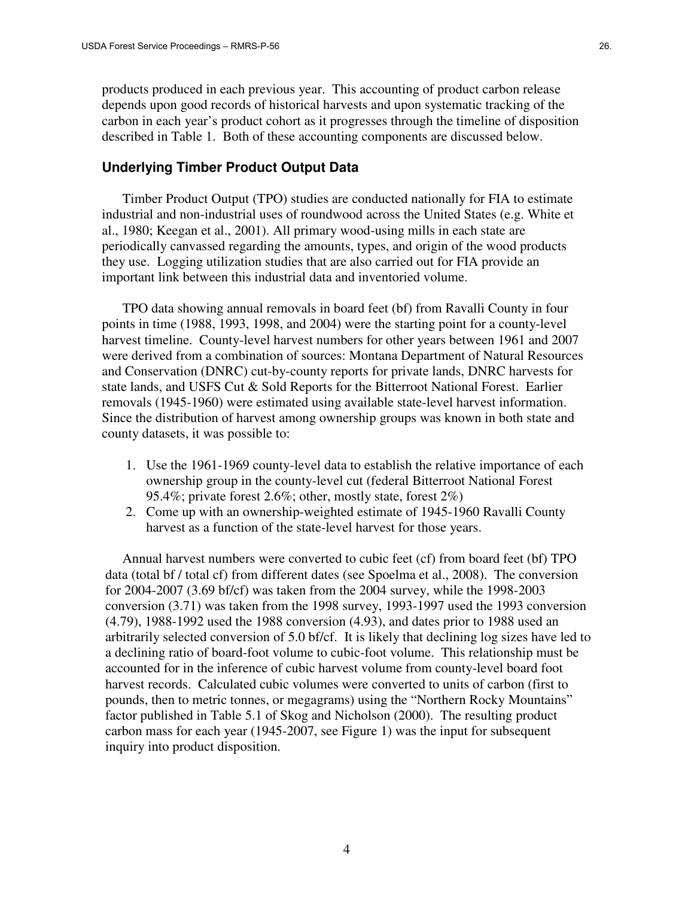products produced in each previous year. This accounting of product carbon release depends upon good records of historical harvests and upon systematic tracking of the carbon in each year's product cohort as it progresses through the timeline of disposition described in Table 1. Both of these accounting components are discussed below.

### Underlying Timber Product Output Data

Timber Product Output (TPO) studies are conducted nationally for FIA to estimate industrial and non-industrial uses of roundwood across the United States (e.g. White et al., 1980; Keegan et al., 2001). All primary wood-using mills in each state are periodically canvassed regarding the amounts, types, and origin of the wood products they use. Logging utilization studies that are also carried out for FIA provide an important link between this industrial data and inventoried volume.

TPO data showing annual removals in board feet (bf) from Ravalli County in four points in time (1988, 1993, 1998, and 2004) were the starting point for a county-level harvest timeline. County-level harvest numbers for other years between 1961 and 2007 were derived from a combination of sources: Montana Department of Natural Resources and Conservation (DNRC) cut-by-county reports for private lands, DNRC harvests for state lands, and USFS Cut & Sold Reports for the Bitterroot National Forest. Earlier removals (1945-1960) were estimated using available state-level harvest information. Since the distribution of harvest among ownership groups was known in both state and county datasets, it was possible to:

1. Use the 1961-1969 county-level data to establish the relative importance of each ownership group in the county-level cut (federal Bitterroot National Forest 95.4%; private forest 2.6%; other, mostly state, forest 2%)
2. Come up with an ownership-weighted estimate of 1945-1960 Ravalli County harvest as a function of the state-level harvest for those years.

Annual harvest numbers were converted to cubic feet (cf) from board feet (bf) TPO data (total bf / total cf) from different dates (see Spoelma et al., 2008). The conversion for 2004-2007 (3.69 bf/cf) was taken from the 2004 survey, while the 1998-2003 conversion (3.71) was taken from the 1998 survey, 1993-1997 used the 1993 conversion (4.79), 1988-1992 used the 1988 conversion (4.93), and dates prior to 1988 used an arbitrarily selected conversion of 5.0 bf/cf. It is likely that declining log sizes have led to a declining ratio of board-foot volume to cubic-foot volume. This relationship must be accounted for in the inference of cubic harvest volume from county-level board foot harvest records. Calculated cubic volumes were converted to units of carbon (first to pounds, then to metric tonnes, or megagrams) using the "Northern Rocky Mountains" factor published in Table 5.1 of Skog and Nicholson (2000). The resulting product carbon mass for each year (1945-2007, see Figure 1) was the input for subsequent inquiry into product disposition.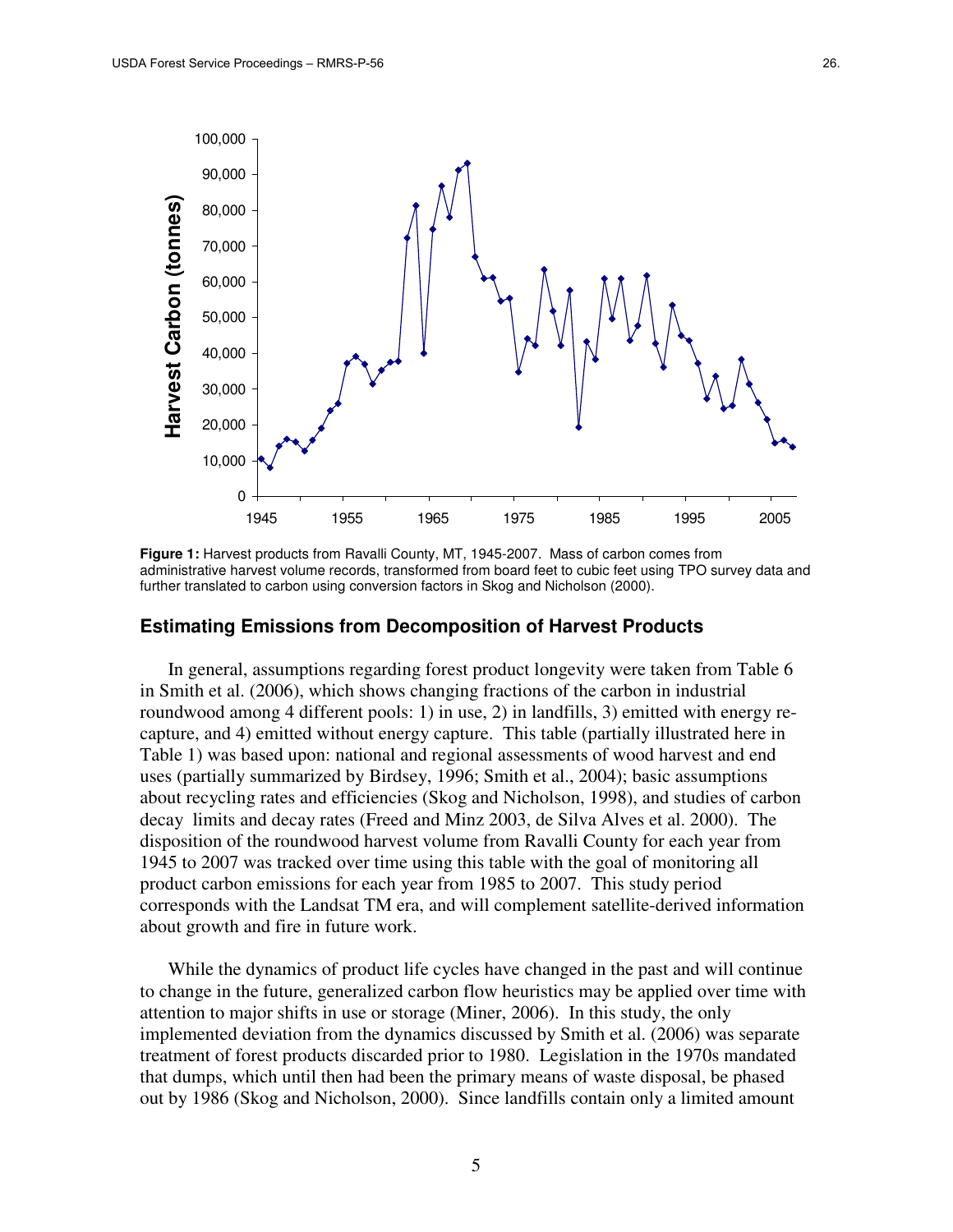**Figure 1:** Harvest products from Ravalli County, MT, 1945-2007. Mass of carbon comes from administrative harvest volume records, transformed from board feet to cubic feet using TPO survey data and further translated to carbon using conversion factors in Skog and Nicholson (2000).

### Estimating Emissions from Decomposition of Harvest Products

In general, assumptions regarding forest product longevity were taken from Table 6 in Smith et al. (2006), which shows changing fractions of the carbon in industrial roundwood among 4 different pools: 1) in use, 2) in landfills, 3) emitted with energy re-capture, and 4) emitted without energy capture. This table (partially illustrated here in Table 1) was based upon: national and regional assessments of wood harvest and end uses (partially summarized by Birdsey, 1996; Smith et al., 2004); basic assumptions about recycling rates and efficiencies (Skog and Nicholson, 1998), and studies of carbon decay limits and decay rates (Freed and Minz 2003, de Silva Alves et al. 2000). The disposition of the roundwood harvest volume from Ravalli County for each year from 1945 to 2007 was tracked over time using this table with the goal of monitoring all product carbon emissions for each year from 1985 to 2007. This study period corresponds with the Landsat TM era, and will complement satellite-derived information about growth and fire in future work.

While the dynamics of product life cycles have changed in the past and will continue to change in the future, generalized carbon flow heuristics may be applied over time with attention to major shifts in use or storage (Miner, 2006). In this study, the only implemented deviation from the dynamics discussed by Smith et al. (2006) was separate treatment of forest products discarded prior to 1980. Legislation in the 1970s mandated that dumps, which until then had been the primary means of waste disposal, be phased out by 1986 (Skog and Nicholson, 2000). Since landfills contain only a limited amount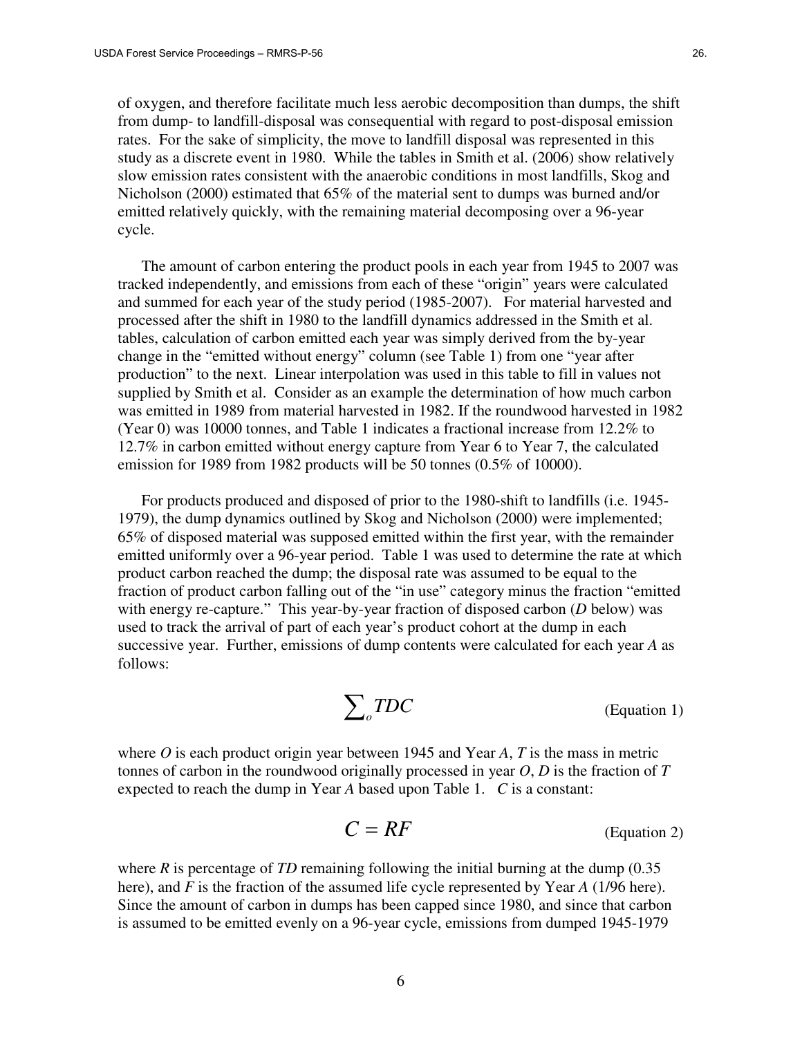of oxygen, and therefore facilitate much less aerobic decomposition than dumps, the shift from dump- to landfill-disposal was consequential with regard to post-disposal emission rates. For the sake of simplicity, the move to landfill disposal was represented in this study as a discrete event in 1980. While the tables in Smith et al. (2006) show relatively slow emission rates consistent with the anaerobic conditions in most landfills, Skog and Nicholson (2000) estimated that 65% of the material sent to dumps was burned and/or emitted relatively quickly, with the remaining material decomposing over a 96-year cycle.

The amount of carbon entering the product pools in each year from 1945 to 2007 was tracked independently, and emissions from each of these "origin" years were calculated and summed for each year of the study period (1985-2007). For material harvested and processed after the shift in 1980 to the landfill dynamics addressed in the Smith et al. tables, calculation of carbon emitted each year was simply derived from the by-year change in the "emitted without energy" column (see Table 1) from one "year after production" to the next. Linear interpolation was used in this table to fill in values not supplied by Smith et al. Consider as an example the determination of how much carbon was emitted in 1989 from material harvested in 1982. If the roundwood harvested in 1982 (Year 0) was 10000 tonnes, and Table 1 indicates a fractional increase from 12.2% to 12.7% in carbon emitted without energy capture from Year 6 to Year 7, the calculated emission for 1989 from 1982 products will be 50 tonnes (0.5% of 10000).

For products produced and disposed of prior to the 1980-shift to landfills (i.e. 1945-1979), the dump dynamics outlined by Skog and Nicholson (2000) were implemented; 65% of disposed material was supposed emitted within the first year, with the remainder emitted uniformly over a 96-year period. Table 1 was used to determine the rate at which product carbon reached the dump; the disposal rate was assumed to be equal to the fraction of product carbon falling out of the "in use" category minus the fraction "emitted with energy re-capture." This year-by-year fraction of disposed carbon (*D* below) was used to track the arrival of part of each year's product cohort at the dump in each successive year. Further, emissions of dump contents were calculated for each year *A* as follows:

$$\sum_{o} TDC \qquad \text{(Equation 1)}$$

where *O* is each product origin year between 1945 and Year *A*, *T* is the mass in metric tonnes of carbon in the roundwood originally processed in year *O*, *D* is the fraction of *T* expected to reach the dump in Year *A* based upon Table 1. *C* is a constant:

$$C = RF \qquad \text{(Equation 2)}$$

where *R* is percentage of *TD* remaining following the initial burning at the dump (0.35 here), and *F* is the fraction of the assumed life cycle represented by Year *A* (1/96 here). Since the amount of carbon in dumps has been capped since 1980, and since that carbon is assumed to be emitted evenly on a 96-year cycle, emissions from dumped 1945-1979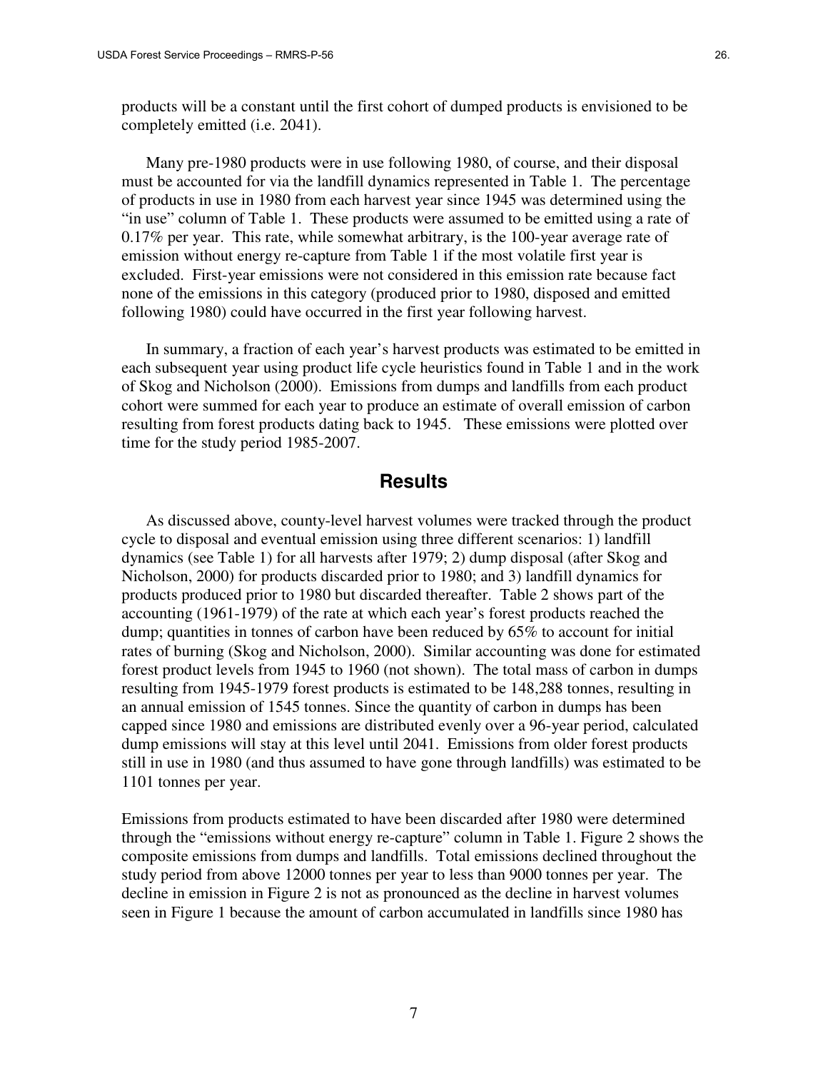products will be a constant until the first cohort of dumped products is envisioned to be completely emitted (i.e. 2041).

Many pre-1980 products were in use following 1980, of course, and their disposal must be accounted for via the landfill dynamics represented in Table 1. The percentage of products in use in 1980 from each harvest year since 1945 was determined using the "in use" column of Table 1. These products were assumed to be emitted using a rate of 0.17% per year. This rate, while somewhat arbitrary, is the 100-year average rate of emission without energy re-capture from Table 1 if the most volatile first year is excluded. First-year emissions were not considered in this emission rate because fact none of the emissions in this category (produced prior to 1980, disposed and emitted following 1980) could have occurred in the first year following harvest.

In summary, a fraction of each year's harvest products was estimated to be emitted in each subsequent year using product life cycle heuristics found in Table 1 and in the work of Skog and Nicholson (2000). Emissions from dumps and landfills from each product cohort were summed for each year to produce an estimate of overall emission of carbon resulting from forest products dating back to 1945. These emissions were plotted over time for the study period 1985-2007.

## Results

As discussed above, county-level harvest volumes were tracked through the product cycle to disposal and eventual emission using three different scenarios: 1) landfill dynamics (see Table 1) for all harvests after 1979; 2) dump disposal (after Skog and Nicholson, 2000) for products discarded prior to 1980; and 3) landfill dynamics for products produced prior to 1980 but discarded thereafter. Table 2 shows part of the accounting (1961-1979) of the rate at which each year's forest products reached the dump; quantities in tonnes of carbon have been reduced by 65% to account for initial rates of burning (Skog and Nicholson, 2000). Similar accounting was done for estimated forest product levels from 1945 to 1960 (not shown). The total mass of carbon in dumps resulting from 1945-1979 forest products is estimated to be 148,288 tonnes, resulting in an annual emission of 1545 tonnes. Since the quantity of carbon in dumps has been capped since 1980 and emissions are distributed evenly over a 96-year period, calculated dump emissions will stay at this level until 2041. Emissions from older forest products still in use in 1980 (and thus assumed to have gone through landfills) was estimated to be 1101 tonnes per year.

Emissions from products estimated to have been discarded after 1980 were determined through the "emissions without energy re-capture" column in Table 1. Figure 2 shows the composite emissions from dumps and landfills. Total emissions declined throughout the study period from above 12000 tonnes per year to less than 9000 tonnes per year. The decline in emission in Figure 2 is not as pronounced as the decline in harvest volumes seen in Figure 1 because the amount of carbon accumulated in landfills since 1980 has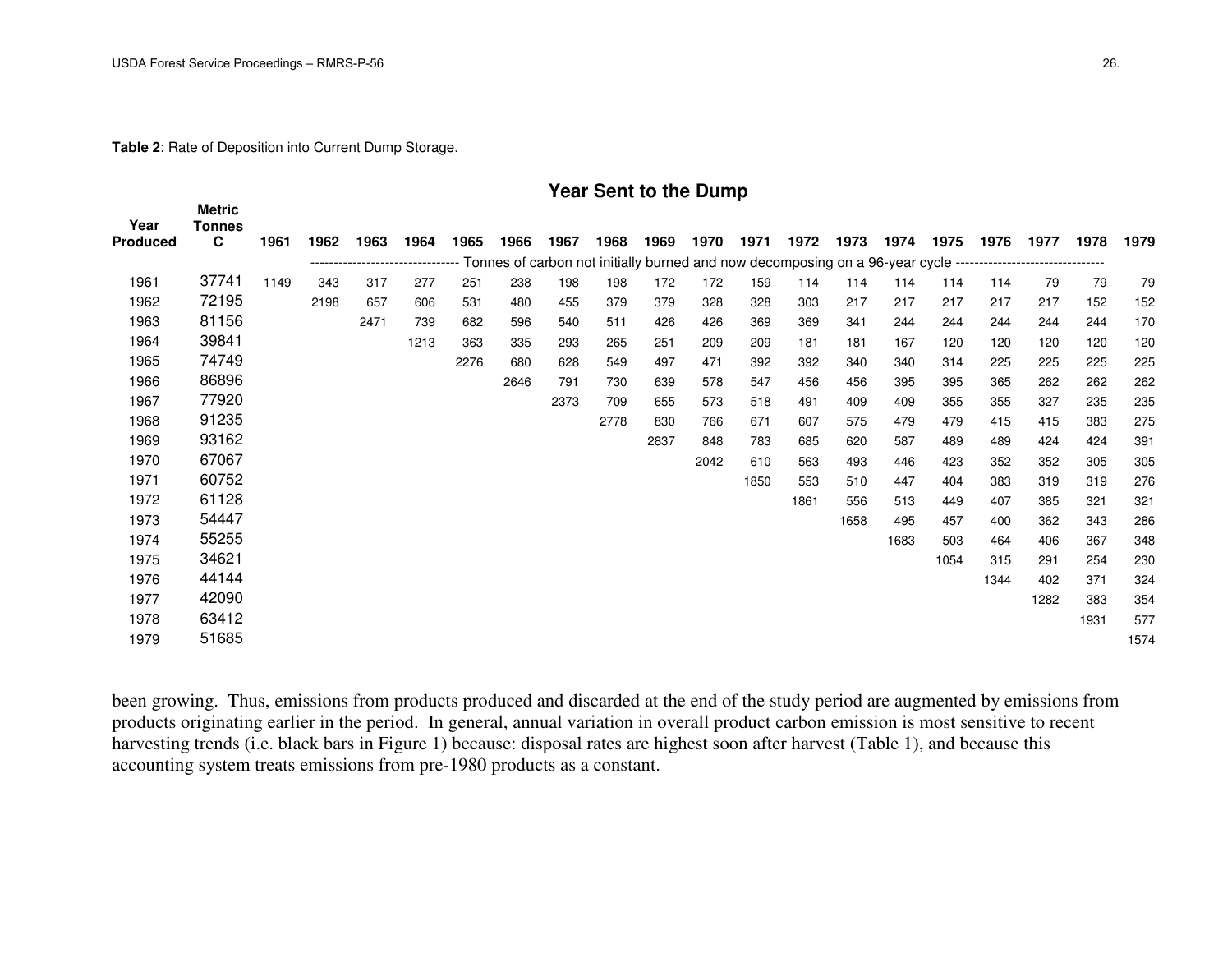**Table 2**: Rate of Deposition into Current Dump Storage.

| | | Year Sent to the Dump | | | | | | | | | | | | | | | | | | |
|---|---|---|---|---|---|---|---|---|---|---|---|---|---|---|---|---|---|---|---|---|
| Year Produced | Metric Tonnes C | 1961 | 1962 | 1963 | 1964 | 1965 | 1966 | 1967 | 1968 | 1969 | 1970 | 1971 | 1972 | 1973 | 1974 | 1975 | 1976 | 1977 | 1978 | 1979 |
| | | | Tonnes of carbon not initially burned and now decomposing on a 96-year cycle | | | | | | | | | | | | | | | | | |
| 1961 | 37741 | 1149 | 343 | 317 | 277 | 251 | 238 | 198 | 198 | 172 | 172 | 159 | 114 | 114 | 114 | 114 | 114 | 79 | 79 | 79 |
| 1962 | 72195 | | 2198 | 657 | 606 | 531 | 480 | 455 | 379 | 379 | 328 | 328 | 303 | 217 | 217 | 217 | 217 | 217 | 152 | 152 |
| 1963 | 81156 | | | 2471 | 739 | 682 | 596 | 540 | 511 | 426 | 426 | 369 | 369 | 341 | 244 | 244 | 244 | 244 | 244 | 170 |
| 1964 | 39841 | | | | 1213 | 363 | 335 | 293 | 265 | 251 | 209 | 209 | 181 | 181 | 167 | 120 | 120 | 120 | 120 | 120 |
| 1965 | 74749 | | | | | 2276 | 680 | 628 | 549 | 497 | 471 | 392 | 392 | 340 | 340 | 314 | 225 | 225 | 225 | 225 |
| 1966 | 86896 | | | | | | 2646 | 791 | 730 | 639 | 578 | 547 | 456 | 456 | 395 | 395 | 365 | 262 | 262 | 262 |
| 1967 | 77920 | | | | | | | 2373 | 709 | 655 | 573 | 518 | 491 | 409 | 409 | 355 | 355 | 327 | 235 | 235 |
| 1968 | 91235 | | | | | | | | 2778 | 830 | 766 | 671 | 607 | 575 | 479 | 479 | 415 | 415 | 383 | 275 |
| 1969 | 93162 | | | | | | | | | 2837 | 848 | 783 | 685 | 620 | 587 | 489 | 489 | 424 | 424 | 391 |
| 1970 | 67067 | | | | | | | | | | 2042 | 610 | 563 | 493 | 446 | 423 | 352 | 352 | 305 | 305 |
| 1971 | 60752 | | | | | | | | | | | 1850 | 553 | 510 | 447 | 404 | 383 | 319 | 319 | 276 |
| 1972 | 61128 | | | | | | | | | | | | 1861 | 556 | 513 | 449 | 407 | 385 | 321 | 321 |
| 1973 | 54447 | | | | | | | | | | | | | 1658 | 495 | 457 | 400 | 362 | 343 | 286 |
| 1974 | 55255 | | | | | | | | | | | | | | 1683 | 503 | 464 | 406 | 367 | 348 |
| 1975 | 34621 | | | | | | | | | | | | | | | 1054 | 315 | 291 | 254 | 230 |
| 1976 | 44144 | | | | | | | | | | | | | | | | 1344 | 402 | 371 | 324 |
| 1977 | 42090 | | | | | | | | | | | | | | | | | 1282 | 383 | 354 |
| 1978 | 63412 | | | | | | | | | | | | | | | | | | 1931 | 577 |
| 1979 | 51685 | | | | | | | | | | | | | | | | | | | 1574 |

been growing. Thus, emissions from products produced and discarded at the end of the study period are augmented by emissions from products originating earlier in the period. In general, annual variation in overall product carbon emission is most sensitive to recent harvesting trends (i.e. black bars in Figure 1) because: disposal rates are highest soon after harvest (Table 1), and because this accounting system treats emissions from pre-1980 products as a constant.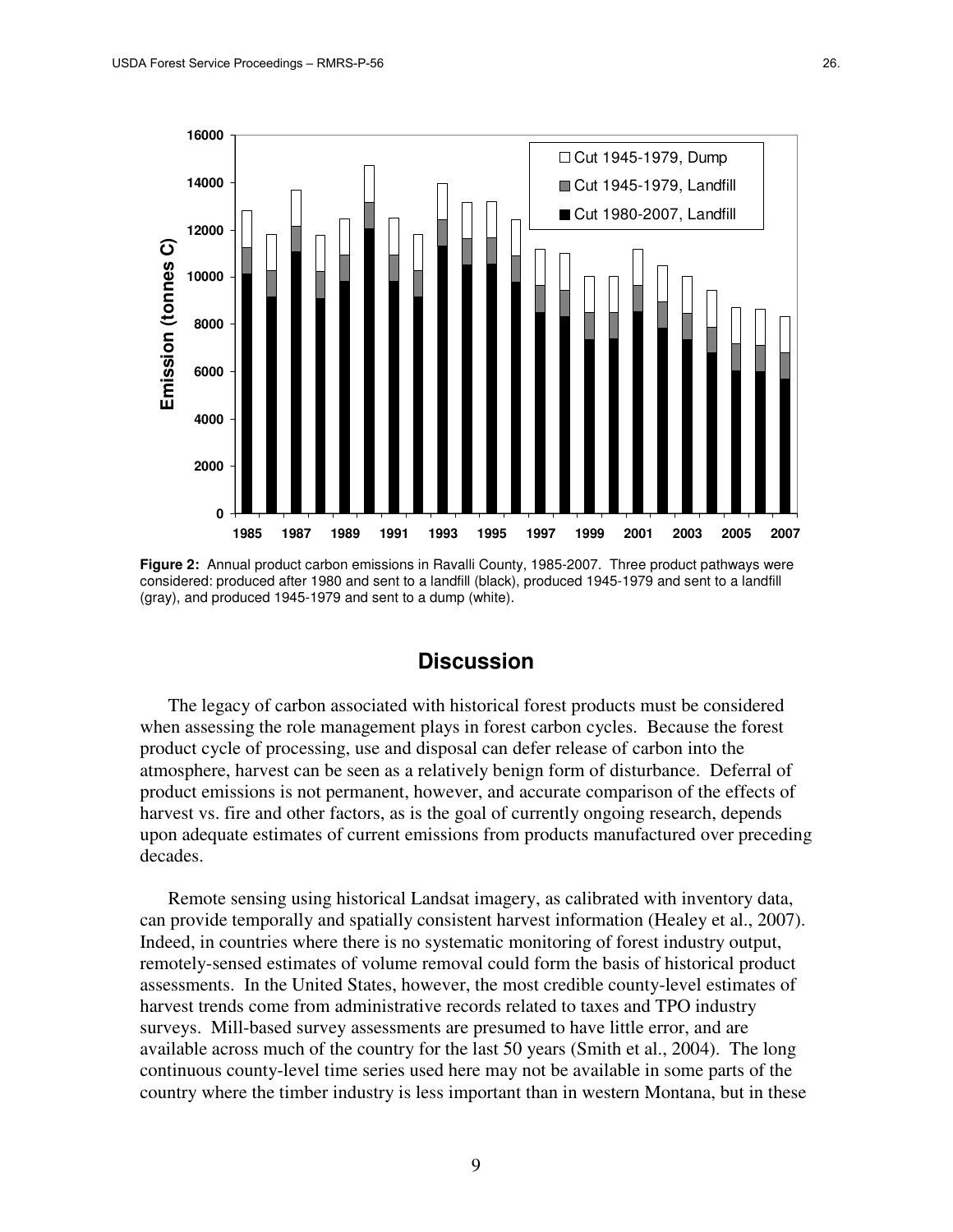**Figure 2:** Annual product carbon emissions in Ravalli County, 1985-2007. Three product pathways were considered: produced after 1980 and sent to a landfill (black), produced 1945-1979 and sent to a landfill (gray), and produced 1945-1979 and sent to a dump (white).

## Discussion

The legacy of carbon associated with historical forest products must be considered when assessing the role management plays in forest carbon cycles. Because the forest product cycle of processing, use and disposal can defer release of carbon into the atmosphere, harvest can be seen as a relatively benign form of disturbance. Deferral of product emissions is not permanent, however, and accurate comparison of the effects of harvest vs. fire and other factors, as is the goal of currently ongoing research, depends upon adequate estimates of current emissions from products manufactured over preceding decades.

Remote sensing using historical Landsat imagery, as calibrated with inventory data, can provide temporally and spatially consistent harvest information (Healey et al., 2007). Indeed, in countries where there is no systematic monitoring of forest industry output, remotely-sensed estimates of volume removal could form the basis of historical product assessments. In the United States, however, the most credible county-level estimates of harvest trends come from administrative records related to taxes and TPO industry surveys. Mill-based survey assessments are presumed to have little error, and are available across much of the country for the last 50 years (Smith et al., 2004). The long continuous county-level time series used here may not be available in some parts of the country where the timber industry is less important than in western Montana, but in these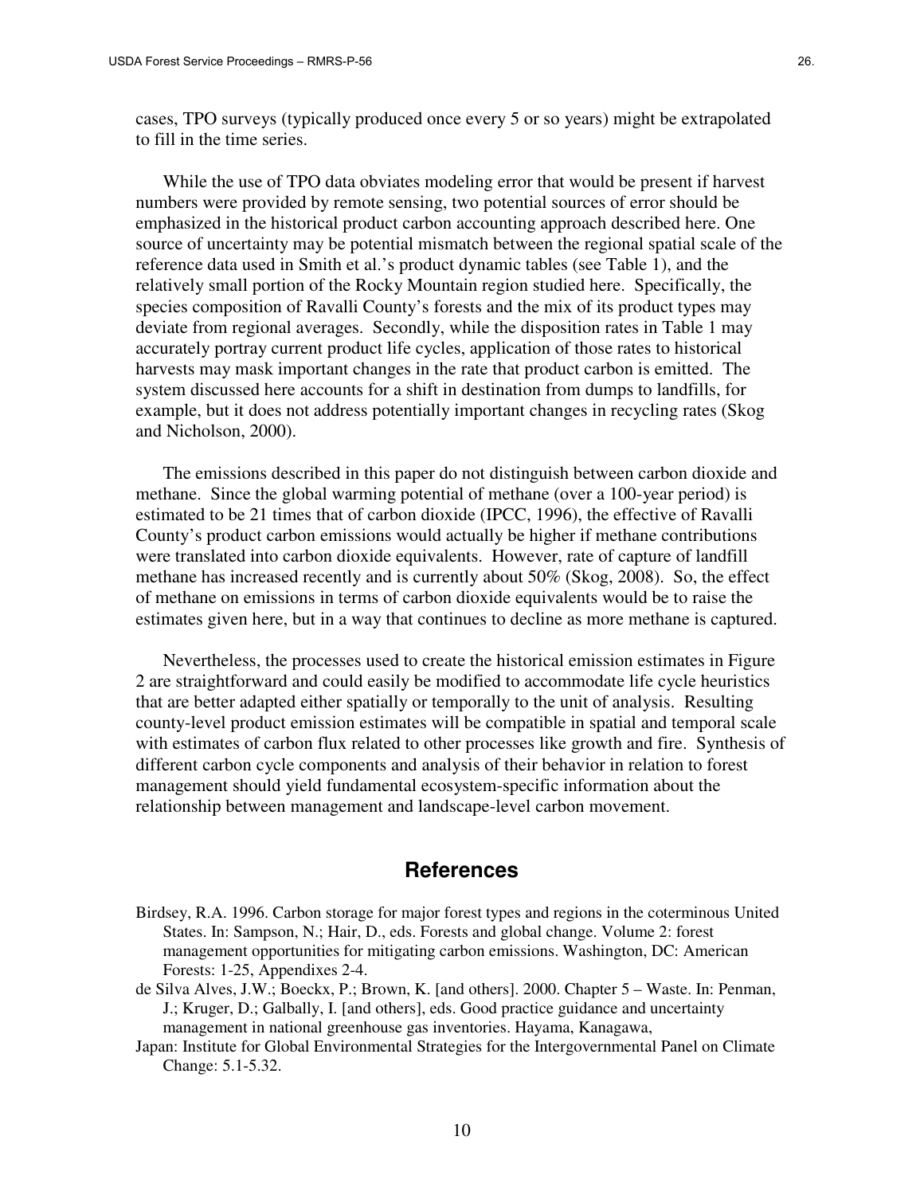cases, TPO surveys (typically produced once every 5 or so years) might be extrapolated to fill in the time series.

While the use of TPO data obviates modeling error that would be present if harvest numbers were provided by remote sensing, two potential sources of error should be emphasized in the historical product carbon accounting approach described here. One source of uncertainty may be potential mismatch between the regional spatial scale of the reference data used in Smith et al.'s product dynamic tables (see Table 1), and the relatively small portion of the Rocky Mountain region studied here. Specifically, the species composition of Ravalli County's forests and the mix of its product types may deviate from regional averages. Secondly, while the disposition rates in Table 1 may accurately portray current product life cycles, application of those rates to historical harvests may mask important changes in the rate that product carbon is emitted. The system discussed here accounts for a shift in destination from dumps to landfills, for example, but it does not address potentially important changes in recycling rates (Skog and Nicholson, 2000).

The emissions described in this paper do not distinguish between carbon dioxide and methane. Since the global warming potential of methane (over a 100-year period) is estimated to be 21 times that of carbon dioxide (IPCC, 1996), the effective of Ravalli County's product carbon emissions would actually be higher if methane contributions were translated into carbon dioxide equivalents. However, rate of capture of landfill methane has increased recently and is currently about 50% (Skog, 2008). So, the effect of methane on emissions in terms of carbon dioxide equivalents would be to raise the estimates given here, but in a way that continues to decline as more methane is captured.

Nevertheless, the processes used to create the historical emission estimates in Figure 2 are straightforward and could easily be modified to accommodate life cycle heuristics that are better adapted either spatially or temporally to the unit of analysis. Resulting county-level product emission estimates will be compatible in spatial and temporal scale with estimates of carbon flux related to other processes like growth and fire. Synthesis of different carbon cycle components and analysis of their behavior in relation to forest management should yield fundamental ecosystem-specific information about the relationship between management and landscape-level carbon movement.

## References

Birdsey, R.A. 1996. Carbon storage for major forest types and regions in the coterminous United States. In: Sampson, N.; Hair, D., eds. Forests and global change. Volume 2: forest management opportunities for mitigating carbon emissions. Washington, DC: American Forests: 1-25, Appendixes 2-4.

de Silva Alves, J.W.; Boeckx, P.; Brown, K. [and others]. 2000. Chapter 5 – Waste. In: Penman, J.; Kruger, D.; Galbally, I. [and others], eds. Good practice guidance and uncertainty management in national greenhouse gas inventories. Hayama, Kanagawa, Japan: Institute for Global Environmental Strategies for the Intergovernmental Panel on Climate Change: 5.1-5.32.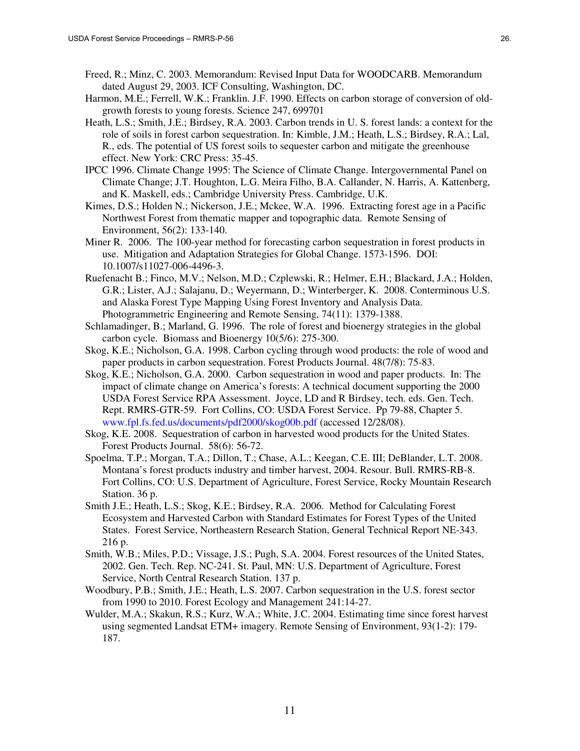Freed, R.; Minz, C. 2003. Memorandum: Revised Input Data for WOODCARB. Memorandum dated August 29, 2003. ICF Consulting, Washington, DC.

Harmon, M.E.; Ferrell, W.K.; Franklin. J.F. 1990. Effects on carbon storage of conversion of old-growth forests to young forests. Science 247, 699701

Heath, L.S.; Smith, J.E.; Birdsey, R.A. 2003. Carbon trends in U. S. forest lands: a context for the role of soils in forest carbon sequestration. In: Kimble, J.M.; Heath, L.S.; Birdsey, R.A.; Lal, R., eds. The potential of US forest soils to sequester carbon and mitigate the greenhouse effect. New York: CRC Press: 35-45.

IPCC 1996. Climate Change 1995: The Science of Climate Change. Intergovernmental Panel on Climate Change; J.T. Houghton, L.G. Meira Filho, B.A. Callander, N. Harris, A. Kattenberg, and K. Maskell, eds.; Cambridge University Press. Cambridge, U.K.

Kimes, D.S.; Holden N.; Nickerson, J.E.; Mckee, W.A. 1996. Extracting forest age in a Pacific Northwest Forest from thematic mapper and topographic data. Remote Sensing of Environment, 56(2): 133-140.

Miner R. 2006. The 100-year method for forecasting carbon sequestration in forest products in use. Mitigation and Adaptation Strategies for Global Change. 1573-1596. DOI: 10.1007/s11027-006-4496-3.

Ruefenacht B.; Finco, M.V.; Nelson, M.D.; Czplewski, R.; Helmer, E.H.; Blackard, J.A.; Holden, G.R.; Lister, A.J.; Salajanu, D.; Weyermann, D.; Winterberger, K. 2008. Conterminous U.S. and Alaska Forest Type Mapping Using Forest Inventory and Analysis Data. Photogrammetric Engineering and Remote Sensing, 74(11): 1379-1388.

Schlamadinger, B.; Marland, G. 1996. The role of forest and bioenergy strategies in the global carbon cycle. Biomass and Bioenergy 10(5/6): 275-300.

Skog, K.E.; Nicholson, G.A. 1998. Carbon cycling through wood products: the role of wood and paper products in carbon sequestration. Forest Products Journal. 48(7/8): 75-83.

Skog, K.E.; Nicholson, G.A. 2000. Carbon sequestration in wood and paper products. In: The impact of climate change on America's forests: A technical document supporting the 2000 USDA Forest Service RPA Assessment. Joyce, LD and R Birdsey, tech. eds. Gen. Tech. Rept. RMRS-GTR-59. Fort Collins, CO: USDA Forest Service. Pp 79-88, Chapter 5. www.fpl.fs.fed.us/documents/pdf2000/skog00b.pdf (accessed 12/28/08).

Skog, K.E. 2008. Sequestration of carbon in harvested wood products for the United States. Forest Products Journal. 58(6): 56-72.

Spoelma, T.P.; Morgan, T.A.; Dillon, T.; Chase, A.L.; Keegan, C.E. III; DeBlander, L.T. 2008. Montana's forest products industry and timber harvest, 2004. Resour. Bull. RMRS-RB-8. Fort Collins, CO: U.S. Department of Agriculture, Forest Service, Rocky Mountain Research Station. 36 p.

Smith J.E.; Heath, L.S.; Skog, K.E.; Birdsey, R.A. 2006. Method for Calculating Forest Ecosystem and Harvested Carbon with Standard Estimates for Forest Types of the United States. Forest Service, Northeastern Research Station, General Technical Report NE-343. 216 p.

Smith, W.B.; Miles, P.D.; Vissage, J.S.; Pugh, S.A. 2004. Forest resources of the United States, 2002. Gen. Tech. Rep. NC-241. St. Paul, MN: U.S. Department of Agriculture, Forest Service, North Central Research Station. 137 p.

Woodbury, P.B.; Smith, J.E.; Heath, L.S. 2007. Carbon sequestration in the U.S. forest sector from 1990 to 2010. Forest Ecology and Management 241:14-27.

Wulder, M.A.; Skakun, R.S.; Kurz, W.A.; White, J.C. 2004. Estimating time since forest harvest using segmented Landsat ETM+ imagery. Remote Sensing of Environment, 93(1-2): 179-187.